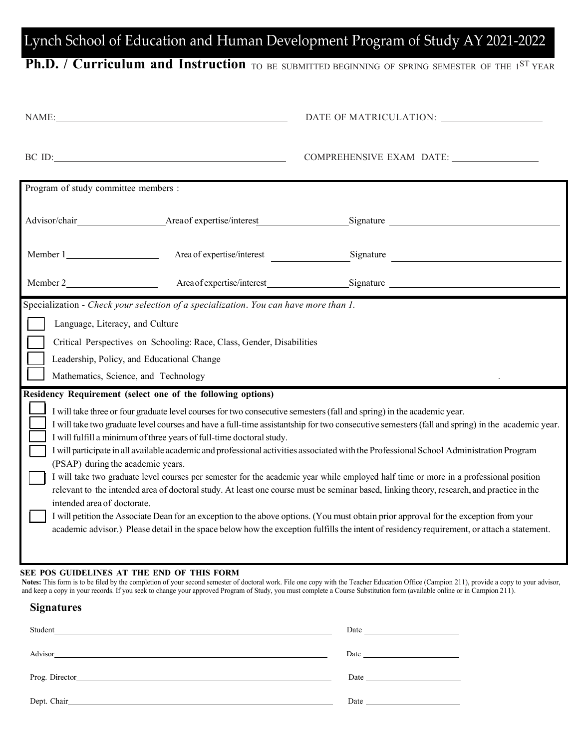# Lynch School of Education and Human Development Program of Study AY 2021-2022

## Ph.D. / Curriculum and Instruction

TO BE SUBMITTED BEGINNING OF SPRING SEMESTER OF THE 1ST YEAR

NAME: ______________________________ DATE OF MATRICULATION: ______________

BC ID: ______________________________ COMPREHENSIVE EXAM DATE: ______________

Program of study committee members :

Advisor/chair ____________ Area of expertise/interest ____________ Signature ____________

Member 1 ____________ Area of expertise/interest ____________ Signature ____________

Member 2 ____________ Area of expertise/interest ____________ Signature ____________

Specialization - *Check your selection of a specialization. You can have more than 1.*

- [ ] Language, Literacy, and Culture
- [ ] Critical Perspectives on Schooling: Race, Class, Gender, Disabilities
- [ ] Leadership, Policy, and Educational Change
- [ ] Mathematics, Science, and Technology

**Residency Requirement (select one of the following options)**

- [ ] I will take three or four graduate level courses for two consecutive semesters (fall and spring) in the academic year.
- [ ] I will take two graduate level courses and have a full-time assistantship for two consecutive semesters (fall and spring) in the academic year.
- [ ] I will fulfill a minimum of three years of full-time doctoral study.
- [ ] I will participate in all available academic and professional activities associated with the Professional School Administration Program (PSAP) during the academic years.
- [ ] I will take two graduate level courses per semester for the academic year while employed half time or more in a professional position relevant to the intended area of doctoral study. At least one course must be seminar based, linking theory, research, and practice in the intended area of doctorate.
- [ ] I will petition the Associate Dean for an exception to the above options. (You must obtain prior approval for the exception from your academic advisor.) Please detail in the space below how the exception fulfills the intent of residency requirement, or attach a statement.

**SEE POS GUIDELINES AT THE END OF THIS FORM**

**Notes:** This form is to be filed by the completion of your second semester of doctoral work. File one copy with the Teacher Education Office (Campion 211), provide a copy to your advisor, and keep a copy in your records. If you seek to change your approved Program of Study, you must complete a Course Substitution form (available online or in Campion 211).

### Signatures

Student ______________________________ Date ______________

Advisor ______________________________ Date ______________

Prog. Director ______________________________ Date ______________

Dept. Chair ______________________________ Date ______________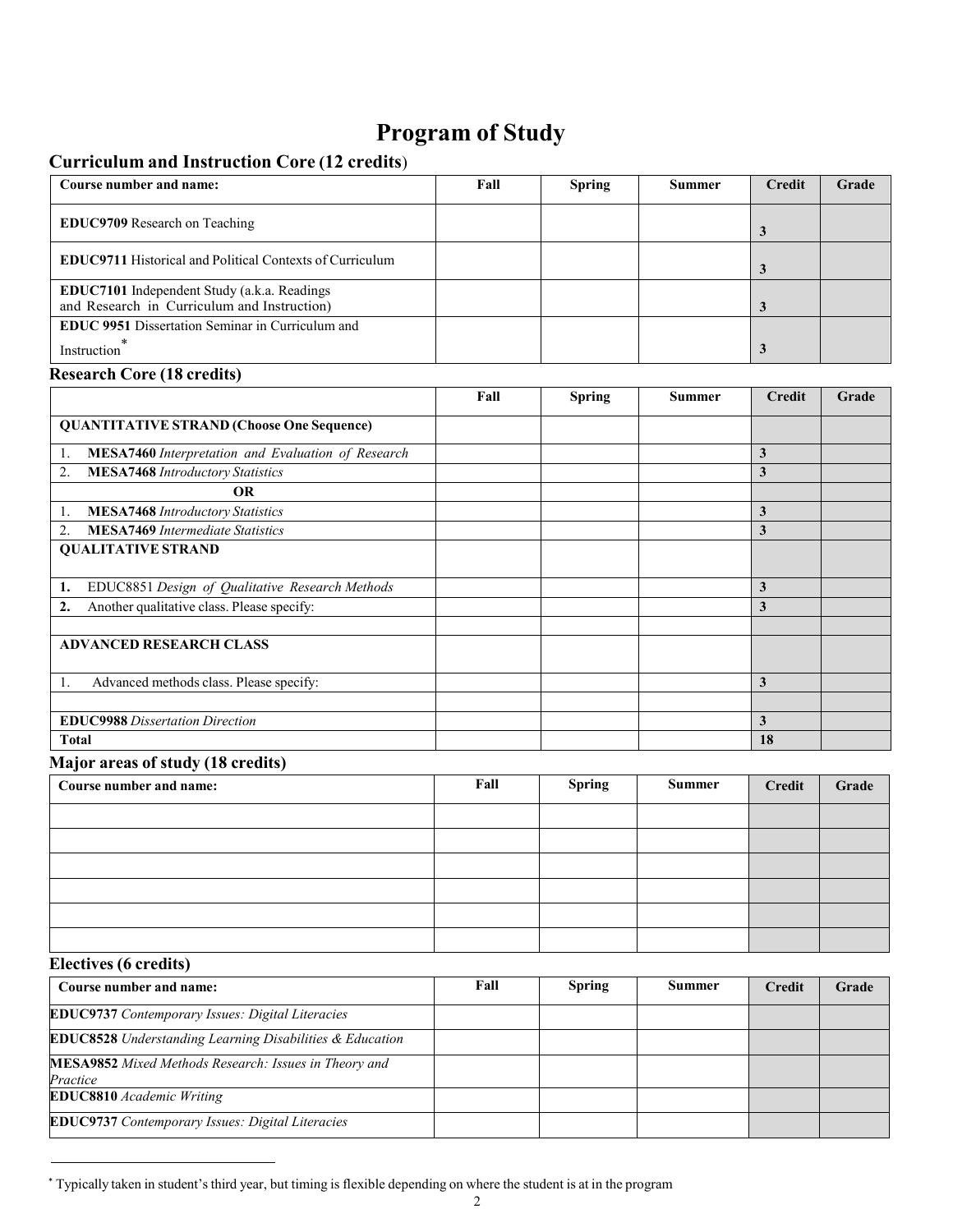# Program of Study

## Curriculum and Instruction Core (12 credits)

| Course number and name: | Fall | Spring | Summer | Credit | Grade |
|---|---|---|---|---|---|
| **EDUC9709** Research on Teaching | | | | **3** | |
| **EDUC9711** Historical and Political Contexts of Curriculum | | | | **3** | |
| **EDUC7101** Independent Study (a.k.a. Readings and Research in Curriculum and Instruction) | | | | **3** | |
| **EDUC 9951** Dissertation Seminar in Curriculum and Instruction* | | | | **3** | |

## Research Core (18 credits)

| | Fall | Spring | Summer | Credit | Grade |
|---|---|---|---|---|---|
| **QUANTITATIVE STRAND (Choose One Sequence)** | | | | | |
| 1. **MESA7460** *Interpretation and Evaluation of Research* | | | | **3** | |
| 2. **MESA7468** *Introductory Statistics* | | | | **3** | |
| **OR** | | | | | |
| 1. **MESA7468** *Introductory Statistics* | | | | **3** | |
| 2. **MESA7469** *Intermediate Statistics* | | | | **3** | |
| **QUALITATIVE STRAND** | | | | | |
| **1.** EDUC8851 *Design of Qualitative Research Methods* | | | | **3** | |
| **2.** Another qualitative class. Please specify: | | | | **3** | |
| | | | | | |
| **ADVANCED RESEARCH CLASS** | | | | | |
| 1. Advanced methods class. Please specify: | | | | **3** | |
| | | | | | |
| **EDUC9988** *Dissertation Direction* | | | | **3** | |
| **Total** | | | | **18** | |

## Major areas of study (18 credits)

| Course number and name: | Fall | Spring | Summer | Credit | Grade |
|---|---|---|---|---|---|
| | | | | | |
| | | | | | |
| | | | | | |
| | | | | | |
| | | | | | |
| | | | | | |

## Electives (6 credits)

| Course number and name: | Fall | Spring | Summer | Credit | Grade |
|---|---|---|---|---|---|
| **EDUC9737** *Contemporary Issues: Digital Literacies* | | | | | |
| **EDUC8528** *Understanding Learning Disabilities & Education* | | | | | |
| **MESA9852** *Mixed Methods Research: Issues in Theory and Practice* | | | | | |
| **EDUC8810** *Academic Writing* | | | | | |
| **EDUC9737** *Contemporary Issues: Digital Literacies* | | | | | |

* Typically taken in student's third year, but timing is flexible depending on where the student is at in the program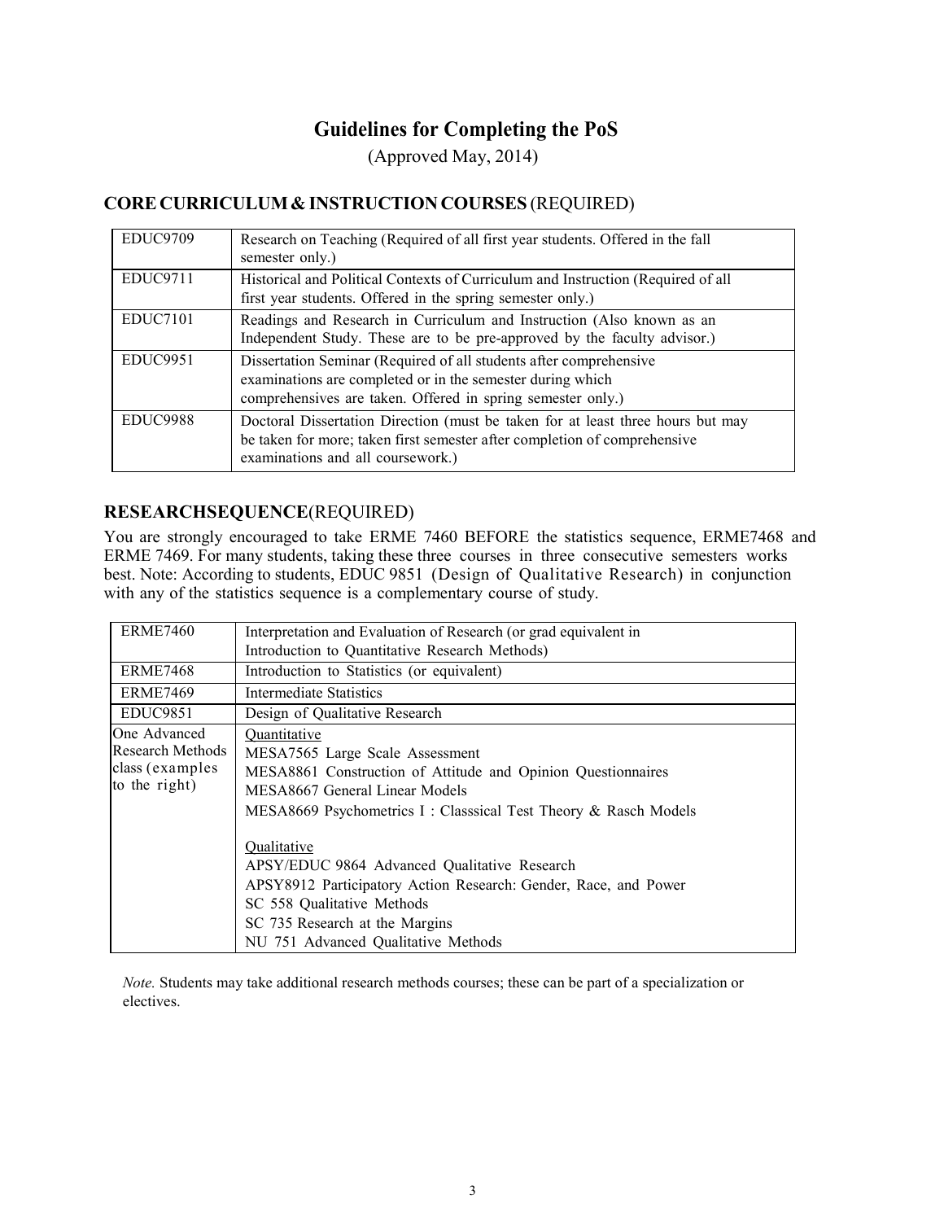# Guidelines for Completing the PoS

(Approved May, 2014)

## CORE CURRICULUM & INSTRUCTION COURSES (REQUIRED)

| | |
|---|---|
| EDUC9709 | Research on Teaching (Required of all first year students. Offered in the fall semester only.) |
| EDUC9711 | Historical and Political Contexts of Curriculum and Instruction (Required of all first year students. Offered in the spring semester only.) |
| EDUC7101 | Readings and Research in Curriculum and Instruction (Also known as an Independent Study. These are to be pre-approved by the faculty advisor.) |
| EDUC9951 | Dissertation Seminar (Required of all students after comprehensive examinations are completed or in the semester during which comprehensives are taken. Offered in spring semester only.) |
| EDUC9988 | Doctoral Dissertation Direction (must be taken for at least three hours but may be taken for more; taken first semester after completion of comprehensive examinations and all coursework.) |

## RESEARCHSEQUENCE(REQUIRED)

You are strongly encouraged to take ERME 7460 BEFORE the statistics sequence, ERME7468 and ERME 7469. For many students, taking these three courses in three consecutive semesters works best. Note: According to students, EDUC 9851 (Design of Qualitative Research) in conjunction with any of the statistics sequence is a complementary course of study.

| | |
|---|---|
| ERME7460 | Interpretation and Evaluation of Research (or grad equivalent in Introduction to Quantitative Research Methods) |
| ERME7468 | Introduction to Statistics (or equivalent) |
| ERME7469 | Intermediate Statistics |
| EDUC9851 | Design of Qualitative Research |
| One Advanced Research Methods class (examples to the right) | Quantitative<br>MESA7565 Large Scale Assessment<br>MESA8861 Construction of Attitude and Opinion Questionnaires<br>MESA8667 General Linear Models<br>MESA8669 Psychometrics I : Classsical Test Theory & Rasch Models<br><br>Qualitative<br>APSY/EDUC 9864 Advanced Qualitative Research<br>APSY8912 Participatory Action Research: Gender, Race, and Power<br>SC 558 Qualitative Methods<br>SC 735 Research at the Margins<br>NU 751 Advanced Qualitative Methods |

*Note.* Students may take additional research methods courses; these can be part of a specialization or electives.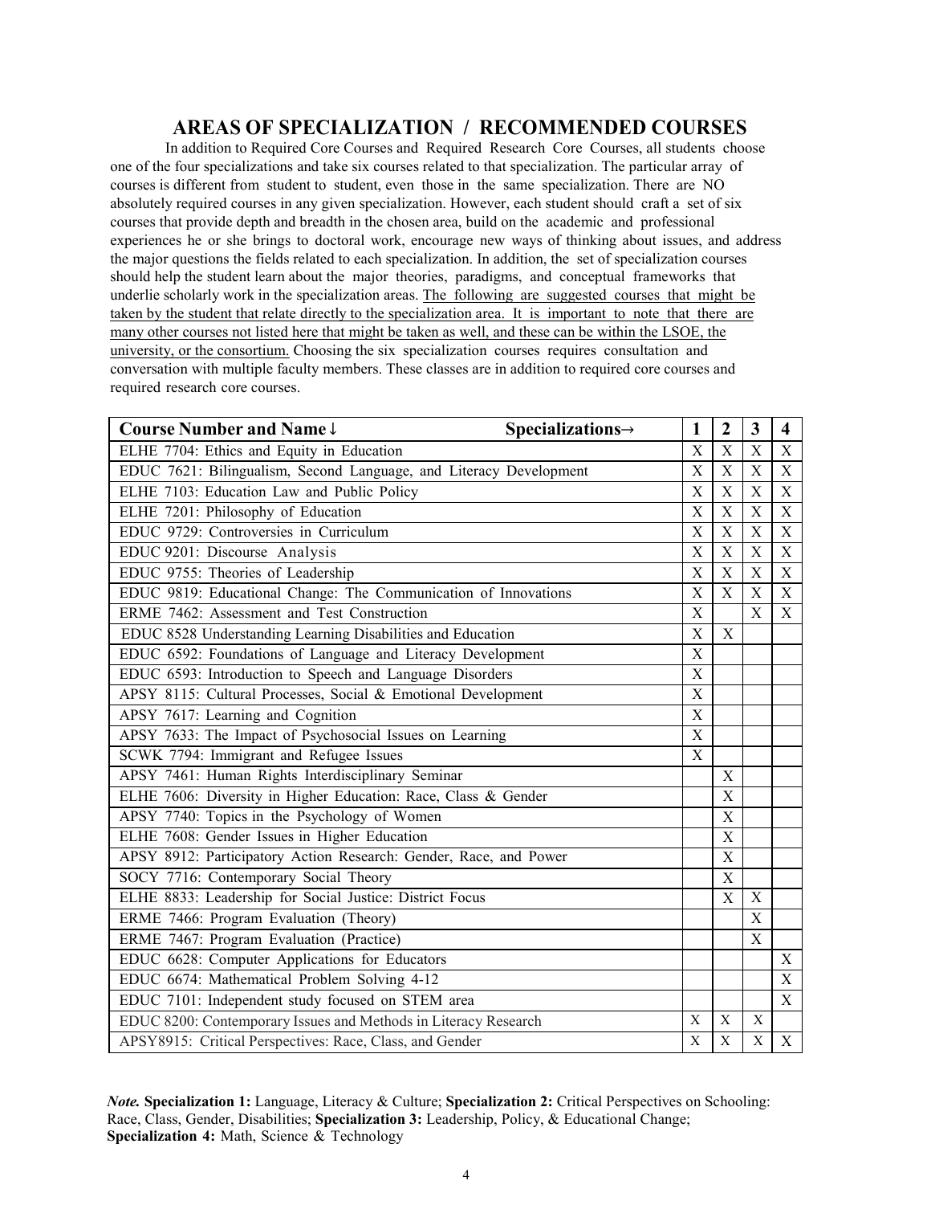# AREAS OF SPECIALIZATION / RECOMMENDED COURSES

In addition to Required Core Courses and Required Research Core Courses, all students choose one of the four specializations and take six courses related to that specialization. The particular array of courses is different from student to student, even those in the same specialization. There are NO absolutely required courses in any given specialization. However, each student should craft a set of six courses that provide depth and breadth in the chosen area, build on the academic and professional experiences he or she brings to doctoral work, encourage new ways of thinking about issues, and address the major questions the fields related to each specialization. In addition, the set of specialization courses should help the student learn about the major theories, paradigms, and conceptual frameworks that underlie scholarly work in the specialization areas. <u>The following are suggested courses that might be taken by the student that relate directly to the specialization area. It is important to note that there are many other courses not listed here that might be taken as well, and these can be within the LSOE, the university, or the consortium.</u> Choosing the six specialization courses requires consultation and conversation with multiple faculty members. These classes are in addition to required core courses and required research core courses.

| **Course Number and Name ↓ Specializations→** | **1** | **2** | **3** | **4** |
|---|---|---|---|---|
| ELHE 7704: Ethics and Equity in Education | X | X | X | X |
| EDUC 7621: Bilingualism, Second Language, and Literacy Development | X | X | X | X |
| ELHE 7103: Education Law and Public Policy | X | X | X | X |
| ELHE 7201: Philosophy of Education | X | X | X | X |
| EDUC 9729: Controversies in Curriculum | X | X | X | X |
| EDUC 9201: Discourse Analysis | X | X | X | X |
| EDUC 9755: Theories of Leadership | X | X | X | X |
| EDUC 9819: Educational Change: The Communication of Innovations | X | X | X | X |
| ERME 7462: Assessment and Test Construction | X | | X | X |
| EDUC 8528 Understanding Learning Disabilities and Education | X | X | | |
| EDUC 6592: Foundations of Language and Literacy Development | X | | | |
| EDUC 6593: Introduction to Speech and Language Disorders | X | | | |
| APSY 8115: Cultural Processes, Social & Emotional Development | X | | | |
| APSY 7617: Learning and Cognition | X | | | |
| APSY 7633: The Impact of Psychosocial Issues on Learning | X | | | |
| SCWK 7794: Immigrant and Refugee Issues | X | | | |
| APSY 7461: Human Rights Interdisciplinary Seminar | | X | | |
| ELHE 7606: Diversity in Higher Education: Race, Class & Gender | | X | | |
| APSY 7740: Topics in the Psychology of Women | | X | | |
| ELHE 7608: Gender Issues in Higher Education | | X | | |
| APSY 8912: Participatory Action Research: Gender, Race, and Power | | X | | |
| SOCY 7716: Contemporary Social Theory | | X | | |
| ELHE 8833: Leadership for Social Justice: District Focus | | X | X | |
| ERME 7466: Program Evaluation (Theory) | | | X | |
| ERME 7467: Program Evaluation (Practice) | | | X | |
| EDUC 6628: Computer Applications for Educators | | | | X |
| EDUC 6674: Mathematical Problem Solving 4-12 | | | | X |
| EDUC 7101: Independent study focused on STEM area | | | | X |
| EDUC 8200: Contemporary Issues and Methods in Literacy Research | X | X | X | |
| APSY8915: Critical Perspectives: Race, Class, and Gender | X | X | X | X |

***Note.*** **Specialization 1:** Language, Literacy & Culture; **Specialization 2:** Critical Perspectives on Schooling: Race, Class, Gender, Disabilities; **Specialization 3:** Leadership, Policy, & Educational Change; **Specialization 4:** Math, Science & Technology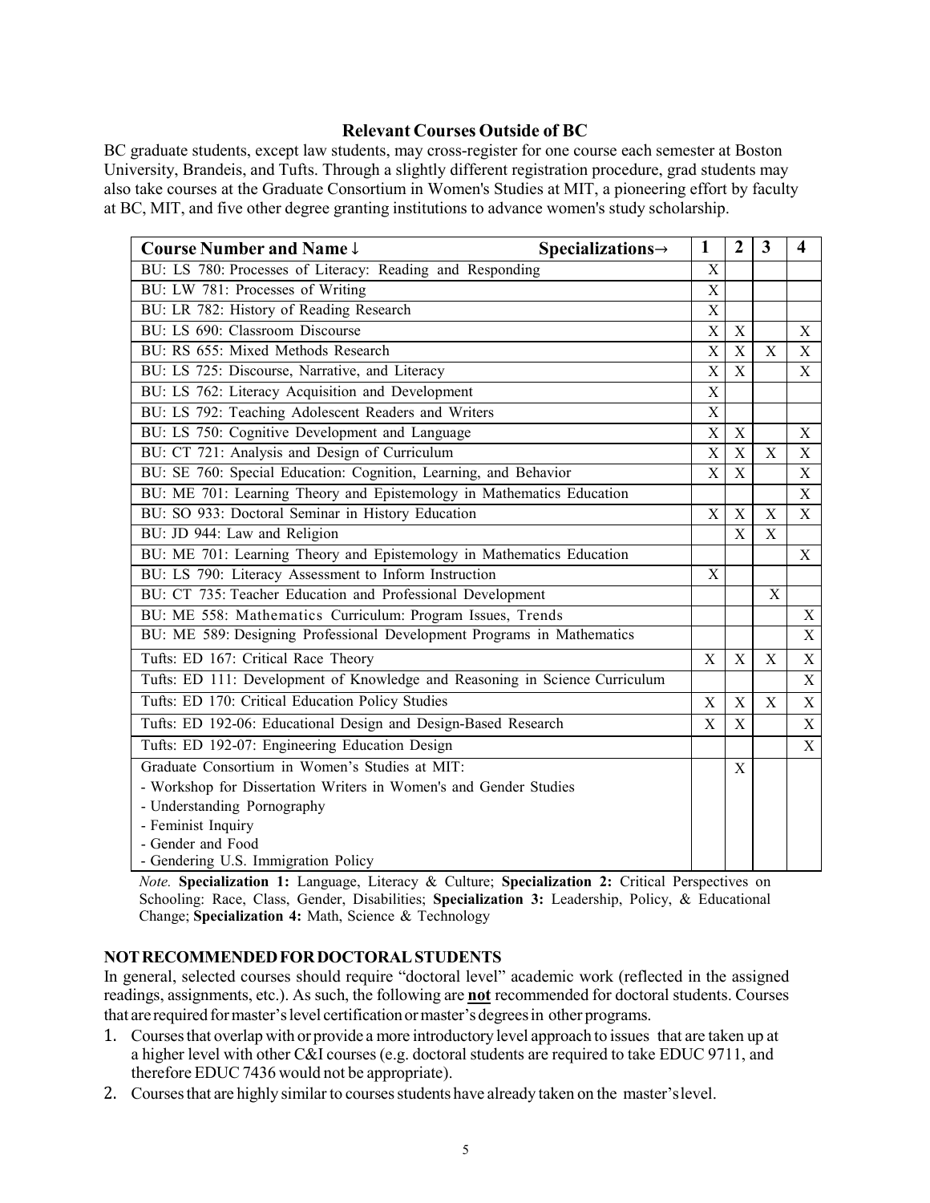### Relevant Courses Outside of BC

BC graduate students, except law students, may cross-register for one course each semester at Boston University, Brandeis, and Tufts. Through a slightly different registration procedure, grad students may also take courses at the Graduate Consortium in Women's Studies at MIT, a pioneering effort by faculty at BC, MIT, and five other degree granting institutions to advance women's study scholarship.

| **Course Number and Name ↓ Specializations→** | **1** | **2** | **3** | **4** |
|---|---|---|---|---|
| BU: LS 780: Processes of Literacy: Reading and Responding | X | | | |
| BU: LW 781: Processes of Writing | X | | | |
| BU: LR 782: History of Reading Research | X | | | |
| BU: LS 690: Classroom Discourse | X | X | | X |
| BU: RS 655: Mixed Methods Research | X | X | X | X |
| BU: LS 725: Discourse, Narrative, and Literacy | X | X | | X |
| BU: LS 762: Literacy Acquisition and Development | X | | | |
| BU: LS 792: Teaching Adolescent Readers and Writers | X | | | |
| BU: LS 750: Cognitive Development and Language | X | X | | X |
| BU: CT 721: Analysis and Design of Curriculum | X | X | X | X |
| BU: SE 760: Special Education: Cognition, Learning, and Behavior | X | X | | X |
| BU: ME 701: Learning Theory and Epistemology in Mathematics Education | | | | X |
| BU: SO 933: Doctoral Seminar in History Education | X | X | X | X |
| BU: JD 944: Law and Religion | | X | X | |
| BU: ME 701: Learning Theory and Epistemology in Mathematics Education | | | | X |
| BU: LS 790: Literacy Assessment to Inform Instruction | X | | | |
| BU: CT 735: Teacher Education and Professional Development | | | X | |
| BU: ME 558: Mathematics Curriculum: Program Issues, Trends | | | | X |
| BU: ME 589: Designing Professional Development Programs in Mathematics | | | | X |
| Tufts: ED 167: Critical Race Theory | X | X | X | X |
| Tufts: ED 111: Development of Knowledge and Reasoning in Science Curriculum | | | | X |
| Tufts: ED 170: Critical Education Policy Studies | X | X | X | X |
| Tufts: ED 192-06: Educational Design and Design-Based Research | X | X | | X |
| Tufts: ED 192-07: Engineering Education Design | | | | X |
| Graduate Consortium in Women's Studies at MIT:<br>- Workshop for Dissertation Writers in Women's and Gender Studies<br>- Understanding Pornography<br>- Feminist Inquiry<br>- Gender and Food<br>- Gendering U.S. Immigration Policy | | X | | |

*Note.* **Specialization 1:** Language, Literacy & Culture; **Specialization 2:** Critical Perspectives on Schooling: Race, Class, Gender, Disabilities; **Specialization 3:** Leadership, Policy, & Educational Change; **Specialization 4:** Math, Science & Technology

### NOT RECOMMENDED FOR DOCTORAL STUDENTS

In general, selected courses should require "doctoral level" academic work (reflected in the assigned readings, assignments, etc.). As such, the following are **not** recommended for doctoral students. Courses that are required for master's level certification or master's degrees in other programs.

1. Courses that overlap with or provide a more introductory level approach to issues that are taken up at a higher level with other C&I courses (e.g. doctoral students are required to take EDUC 9711, and therefore EDUC 7436 would not be appropriate).
2. Courses that are highly similar to courses students have already taken on the master's level.